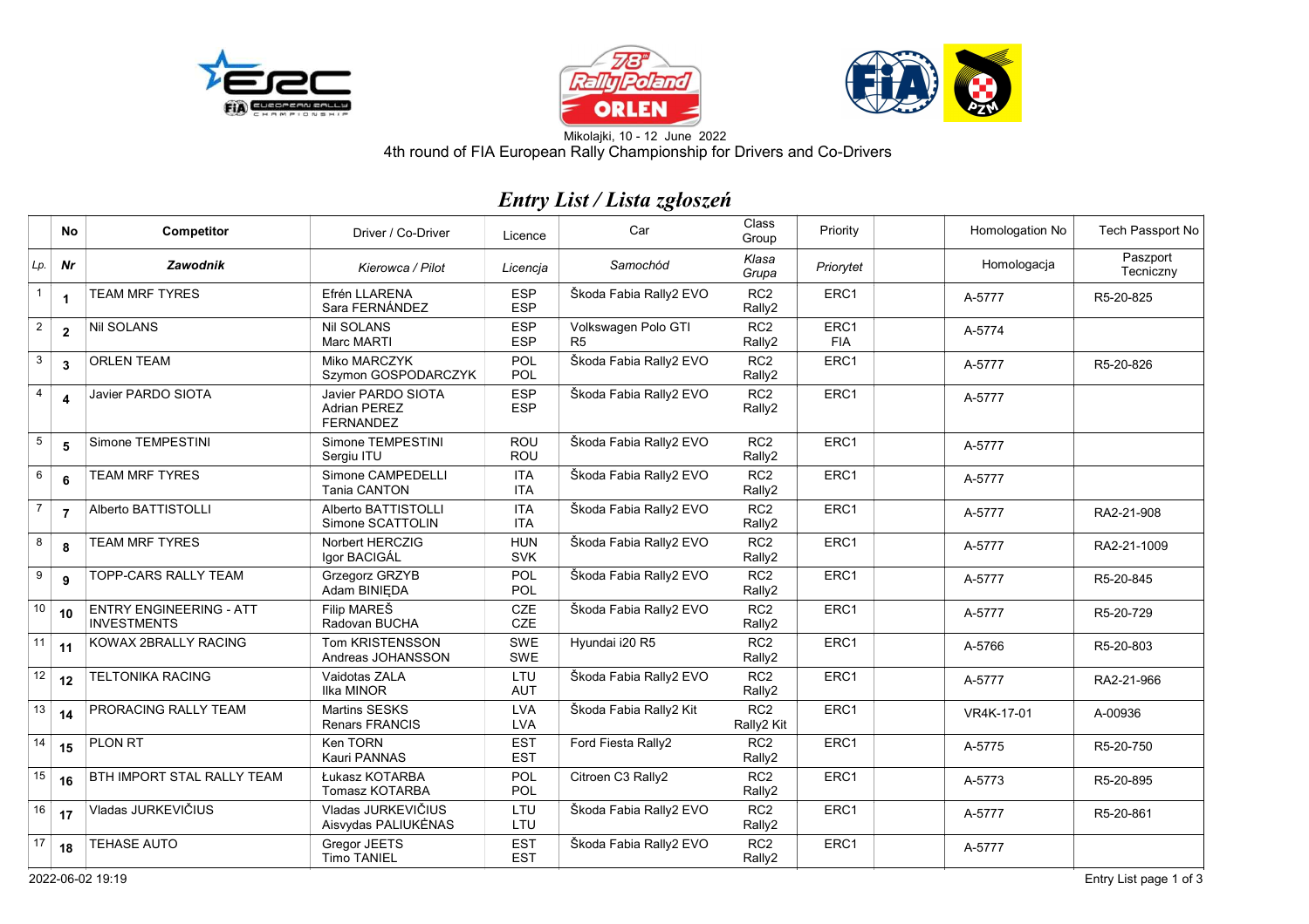Mikolajki, 10 - 12 June 2022

4th round of FIA European Rally Championship for Drivers and Co-Drivers

## *Entry List / Lista zgłoszeń*

| | No | Competitor | Driver / Co-Driver | Licence | Car | Class Group | Priority | | Homologation No | Tech Passport No |
|---|---|---|---|---|---|---|---|---|---|---|
| *Lp.* | ***Nr*** | ***Zawodnik*** | *Kierowca / Pilot* | *Licencja* | *Samochód* | *Klasa Grupa* | *Priorytet* | | *Homologacja* | *Paszport Tecniczny* |
| 1 | **1** | TEAM MRF TYRES | Efrén LLARENA<br>Sara FERNÁNDEZ | ESP<br>ESP | Škoda Fabia Rally2 EVO | RC2<br>Rally2 | ERC1 | | A-5777 | R5-20-825 |
| 2 | **2** | Nil SOLANS | Nil SOLANS<br>Marc MARTI | ESP<br>ESP | Volkswagen Polo GTI R5 | RC2<br>Rally2 | ERC1<br>FIA | | A-5774 | |
| 3 | **3** | ORLEN TEAM | Miko MARCZYK<br>Szymon GOSPODARCZYK | POL<br>POL | Škoda Fabia Rally2 EVO | RC2<br>Rally2 | ERC1 | | A-5777 | R5-20-826 |
| 4 | **4** | Javier PARDO SIOTA | Javier PARDO SIOTA<br>Adrian PEREZ FERNANDEZ | ESP<br>ESP | Škoda Fabia Rally2 EVO | RC2<br>Rally2 | ERC1 | | A-5777 | |
| 5 | **5** | Simone TEMPESTINI | Simone TEMPESTINI<br>Sergiu ITU | ROU<br>ROU | Škoda Fabia Rally2 EVO | RC2<br>Rally2 | ERC1 | | A-5777 | |
| 6 | **6** | TEAM MRF TYRES | Simone CAMPEDELLI<br>Tania CANTON | ITA<br>ITA | Škoda Fabia Rally2 EVO | RC2<br>Rally2 | ERC1 | | A-5777 | |
| 7 | **7** | Alberto BATTISTOLLI | Alberto BATTISTOLLI<br>Simone SCATTOLIN | ITA<br>ITA | Škoda Fabia Rally2 EVO | RC2<br>Rally2 | ERC1 | | A-5777 | RA2-21-908 |
| 8 | **8** | TEAM MRF TYRES | Norbert HERCZIG<br>Igor BACIGÁL | HUN<br>SVK | Škoda Fabia Rally2 EVO | RC2<br>Rally2 | ERC1 | | A-5777 | RA2-21-1009 |
| 9 | **9** | TOPP-CARS RALLY TEAM | Grzegorz GRZYB<br>Adam BINIĘDA | POL<br>POL | Škoda Fabia Rally2 EVO | RC2<br>Rally2 | ERC1 | | A-5777 | R5-20-845 |
| 10 | **10** | ENTRY ENGINEERING - ATT INVESTMENTS | Filip MAREŠ<br>Radovan BUCHA | CZE<br>CZE | Škoda Fabia Rally2 EVO | RC2<br>Rally2 | ERC1 | | A-5777 | R5-20-729 |
| 11 | **11** | KOWAX 2BRALLY RACING | Tom KRISTENSSON<br>Andreas JOHANSSON | SWE<br>SWE | Hyundai i20 R5 | RC2<br>Rally2 | ERC1 | | A-5766 | R5-20-803 |
| 12 | **12** | TELTONIKA RACING | Vaidotas ZALA<br>Ilka MINOR | LTU<br>AUT | Škoda Fabia Rally2 EVO | RC2<br>Rally2 | ERC1 | | A-5777 | RA2-21-966 |
| 13 | **14** | PRORACING RALLY TEAM | Martins SESKS<br>Renars FRANCIS | LVA<br>LVA | Škoda Fabia Rally2 Kit | RC2<br>Rally2 Kit | ERC1 | | VR4K-17-01 | A-00936 |
| 14 | **15** | PLON RT | Ken TORN<br>Kauri PANNAS | EST<br>EST | Ford Fiesta Rally2 | RC2<br>Rally2 | ERC1 | | A-5775 | R5-20-750 |
| 15 | **16** | BTH IMPORT STAL RALLY TEAM | Łukasz KOTARBA<br>Tomasz KOTARBA | POL<br>POL | Citroen C3 Rally2 | RC2<br>Rally2 | ERC1 | | A-5773 | R5-20-895 |
| 16 | **17** | Vladas JURKEVIČIUS | Vladas JURKEVIČIUS<br>Aisvydas PALIUKĖNAS | LTU<br>LTU | Škoda Fabia Rally2 EVO | RC2<br>Rally2 | ERC1 | | A-5777 | R5-20-861 |
| 17 | **18** | TEHASE AUTO | Gregor JEETS<br>Timo TANIEL | EST<br>EST | Škoda Fabia Rally2 EVO | RC2<br>Rally2 | ERC1 | | A-5777 | |

2022-06-02 19:19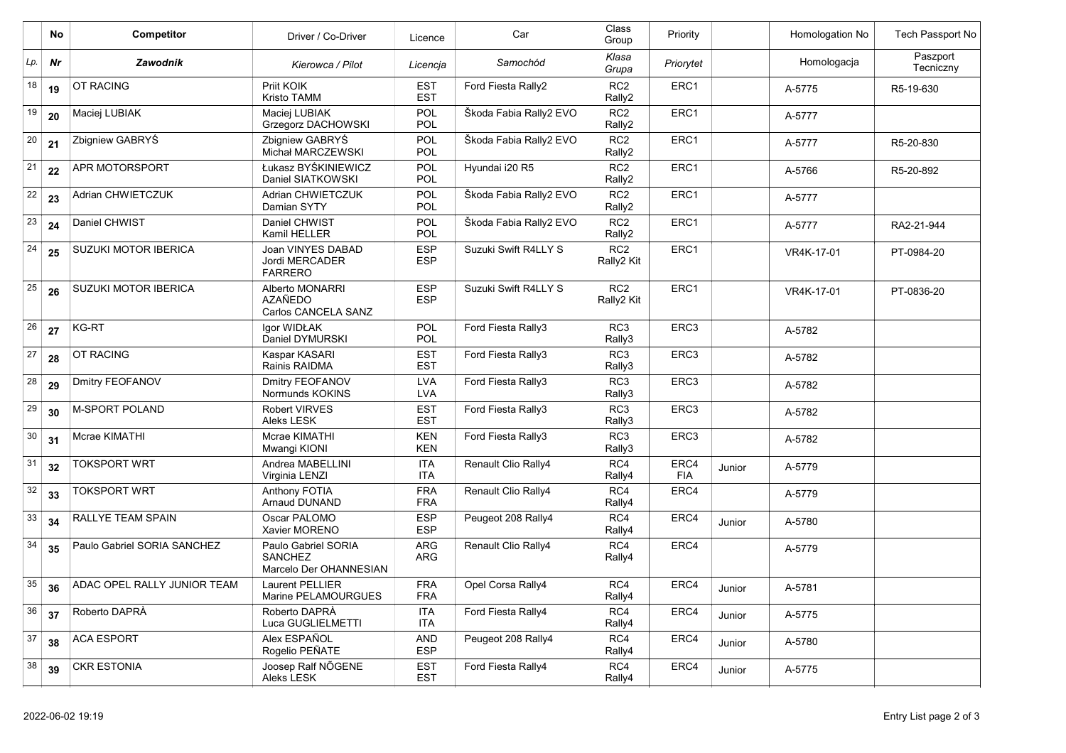| | No | Competitor | Driver / Co-Driver | Licence | Car | Class Group | Priority | | Homologation No | Tech Passport No |
|---|---|---|---|---|---|---|---|---|---|---|
| *Lp.* | ***Nr*** | ***Zawodnik*** | *Kierowca / Pilot* | *Licencja* | *Samochód* | *Klasa Grupa* | *Priorytet* | | Homologacja | Paszport Tecniczny |
| 18 | **19** | OT RACING | Priit KOIK<br>Kristo TAMM | EST<br>EST | Ford Fiesta Rally2 | RC2<br>Rally2 | ERC1 | | A-5775 | R5-19-630 |
| 19 | **20** | Maciej LUBIAK | Maciej LUBIAK<br>Grzegorz DACHOWSKI | POL<br>POL | Škoda Fabia Rally2 EVO | RC2<br>Rally2 | ERC1 | | A-5777 | |
| 20 | **21** | Zbigniew GABRYŚ | Zbigniew GABRYŚ<br>Michał MARCZEWSKI | POL<br>POL | Škoda Fabia Rally2 EVO | RC2<br>Rally2 | ERC1 | | A-5777 | R5-20-830 |
| 21 | **22** | APR MOTORSPORT | Łukasz BYŚKINIEWICZ<br>Daniel SIATKOWSKI | POL<br>POL | Hyundai i20 R5 | RC2<br>Rally2 | ERC1 | | A-5766 | R5-20-892 |
| 22 | **23** | Adrian CHWIETCZUK | Adrian CHWIETCZUK<br>Damian SYTY | POL<br>POL | Škoda Fabia Rally2 EVO | RC2<br>Rally2 | ERC1 | | A-5777 | |
| 23 | **24** | Daniel CHWIST | Daniel CHWIST<br>Kamil HELLER | POL<br>POL | Škoda Fabia Rally2 EVO | RC2<br>Rally2 | ERC1 | | A-5777 | RA2-21-944 |
| 24 | **25** | SUZUKI MOTOR IBERICA | Joan VINYES DABAD<br>Jordi MERCADER FARRERO | ESP<br>ESP | Suzuki Swift R4LLY S | RC2<br>Rally2 Kit | ERC1 | | VR4K-17-01 | PT-0984-20 |
| 25 | **26** | SUZUKI MOTOR IBERICA | Alberto MONARRI AZAÑEDO<br>Carlos CANCELA SANZ | ESP<br>ESP | Suzuki Swift R4LLY S | RC2<br>Rally2 Kit | ERC1 | | VR4K-17-01 | PT-0836-20 |
| 26 | **27** | KG-RT | Igor WIDŁAK<br>Daniel DYMURSKI | POL<br>POL | Ford Fiesta Rally3 | RC3<br>Rally3 | ERC3 | | A-5782 | |
| 27 | **28** | OT RACING | Kaspar KASARI<br>Rainis RAIDMA | EST<br>EST | Ford Fiesta Rally3 | RC3<br>Rally3 | ERC3 | | A-5782 | |
| 28 | **29** | Dmitry FEOFANOV | Dmitry FEOFANOV<br>Normunds KOKINS | LVA<br>LVA | Ford Fiesta Rally3 | RC3<br>Rally3 | ERC3 | | A-5782 | |
| 29 | **30** | M-SPORT POLAND | Robert VIRVES<br>Aleks LESK | EST<br>EST | Ford Fiesta Rally3 | RC3<br>Rally3 | ERC3 | | A-5782 | |
| 30 | **31** | Mcrae KIMATHI | Mcrae KIMATHI<br>Mwangi KIONI | KEN<br>KEN | Ford Fiesta Rally3 | RC3<br>Rally3 | ERC3 | | A-5782 | |
| 31 | **32** | TOKSPORT WRT | Andrea MABELLINI<br>Virginia LENZI | ITA<br>ITA | Renault Clio Rally4 | RC4<br>Rally4 | ERC4<br>FIA | Junior | A-5779 | |
| 32 | **33** | TOKSPORT WRT | Anthony FOTIA<br>Arnaud DUNAND | FRA<br>FRA | Renault Clio Rally4 | RC4<br>Rally4 | ERC4 | | A-5779 | |
| 33 | **34** | RALLYE TEAM SPAIN | Oscar PALOMO<br>Xavier MORENO | ESP<br>ESP | Peugeot 208 Rally4 | RC4<br>Rally4 | ERC4 | Junior | A-5780 | |
| 34 | **35** | Paulo Gabriel SORIA SANCHEZ | Paulo Gabriel SORIA SANCHEZ<br>Marcelo Der OHANNESIAN | ARG<br>ARG | Renault Clio Rally4 | RC4<br>Rally4 | ERC4 | | A-5779 | |
| 35 | **36** | ADAC OPEL RALLY JUNIOR TEAM | Laurent PELLIER<br>Marine PELAMOURGUES | FRA<br>FRA | Opel Corsa Rally4 | RC4<br>Rally4 | ERC4 | Junior | A-5781 | |
| 36 | **37** | Roberto DAPRÀ | Roberto DAPRÀ<br>Luca GUGLIELMETTI | ITA<br>ITA | Ford Fiesta Rally4 | RC4<br>Rally4 | ERC4 | Junior | A-5775 | |
| 37 | **38** | ACA ESPORT | Alex ESPAÑOL<br>Rogelio PEÑATE | AND<br>ESP | Peugeot 208 Rally4 | RC4<br>Rally4 | ERC4 | Junior | A-5780 | |
| 38 | **39** | CKR ESTONIA | Joosep Ralf NÕGENE<br>Aleks LESK | EST<br>EST | Ford Fiesta Rally4 | RC4<br>Rally4 | ERC4 | Junior | A-5775 | |

2022-06-02 19:19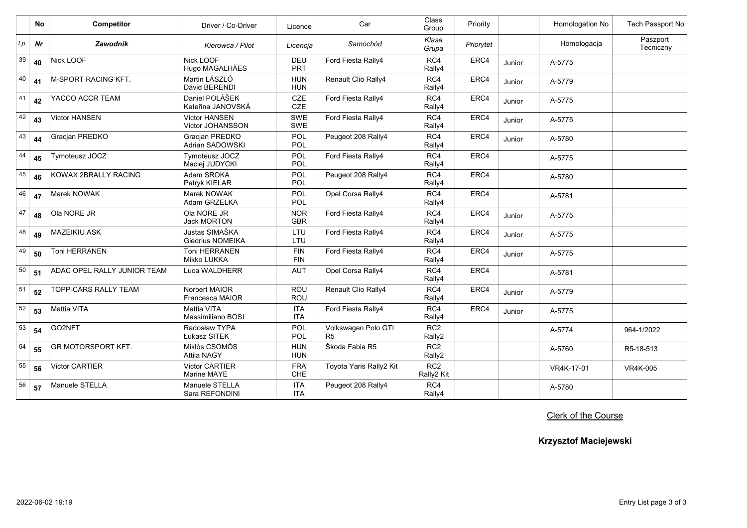| | No | Competitor | Driver / Co-Driver | Licence | Car | Class Group | Priority | | Homologation No | Tech Passport No |
|---|---|---|---|---|---|---|---|---|---|---|
| *Lp.* | ***Nr*** | ***Zawodnik*** | *Kierowca / Pilot* | *Licencja* | *Samochód* | *Klasa Grupa* | *Priorytet* | | Homologacja | Paszport Tecniczny |
| 39 | **40** | Nick LOOF | Nick LOOF<br>Hugo MAGALHÃES | DEU<br>PRT | Ford Fiesta Rally4 | RC4<br>Rally4 | ERC4 | Junior | A-5775 | |
| 40 | **41** | M-SPORT RACING KFT. | Martin LÁSZLÓ<br>Dávid BERENDI | HUN<br>HUN | Renault Clio Rally4 | RC4<br>Rally4 | ERC4 | Junior | A-5779 | |
| 41 | **42** | YACCO ACCR TEAM | Daniel POLÁŠEK<br>Kateřina JANOVSKÁ | CZE<br>CZE | Ford Fiesta Rally4 | RC4<br>Rally4 | ERC4 | Junior | A-5775 | |
| 42 | **43** | Victor HANSEN | Victor HANSEN<br>Victor JOHANSSON | SWE<br>SWE | Ford Fiesta Rally4 | RC4<br>Rally4 | ERC4 | Junior | A-5775 | |
| 43 | **44** | Gracjan PREDKO | Gracjan PREDKO<br>Adrian SADOWSKI | POL<br>POL | Peugeot 208 Rally4 | RC4<br>Rally4 | ERC4 | Junior | A-5780 | |
| 44 | **45** | Tymoteusz JOCZ | Tymoteusz JOCZ<br>Maciej JUDYCKI | POL<br>POL | Ford Fiesta Rally4 | RC4<br>Rally4 | ERC4 | | A-5775 | |
| 45 | **46** | KOWAX 2BRALLY RACING | Adam SROKA<br>Patryk KIELAR | POL<br>POL | Peugeot 208 Rally4 | RC4<br>Rally4 | ERC4 | | A-5780 | |
| 46 | **47** | Marek NOWAK | Marek NOWAK<br>Adam GRZELKA | POL<br>POL | Opel Corsa Rally4 | RC4<br>Rally4 | ERC4 | | A-5781 | |
| 47 | **48** | Ola NORE JR | Ola NORE JR<br>Jack MORTON | NOR<br>GBR | Ford Fiesta Rally4 | RC4<br>Rally4 | ERC4 | Junior | A-5775 | |
| 48 | **49** | MAZEIKIU ASK | Justas SIMAŠKA<br>Giedrius NOMEIKA | LTU<br>LTU | Ford Fiesta Rally4 | RC4<br>Rally4 | ERC4 | Junior | A-5775 | |
| 49 | **50** | Toni HERRANEN | Toni HERRANEN<br>Mikko LUKKA | FIN<br>FIN | Ford Fiesta Rally4 | RC4<br>Rally4 | ERC4 | Junior | A-5775 | |
| 50 | **51** | ADAC OPEL RALLY JUNIOR TEAM | Luca WALDHERR | AUT | Opel Corsa Rally4 | RC4<br>Rally4 | ERC4 | | A-5781 | |
| 51 | **52** | TOPP-CARS RALLY TEAM | Norbert MAIOR<br>Francesca MAIOR | ROU<br>ROU | Renault Clio Rally4 | RC4<br>Rally4 | ERC4 | Junior | A-5779 | |
| 52 | **53** | Mattia VITA | Mattia VITA<br>Massimiliano BOSI | ITA<br>ITA | Ford Fiesta Rally4 | RC4<br>Rally4 | ERC4 | Junior | A-5775 | |
| 53 | **54** | GO2NFT | Radosław TYPA<br>Łukasz SITEK | POL<br>POL | Volkswagen Polo GTI R5 | RC2<br>Rally2 | | | A-5774 | 964-1/2022 |
| 54 | **55** | GR MOTORSPORT KFT. | Miklós CSOMÓS<br>Attila NAGY | HUN<br>HUN | Škoda Fabia R5 | RC2<br>Rally2 | | | A-5760 | R5-18-513 |
| 55 | **56** | Victor CARTIER | Victor CARTIER<br>Marine MAYE | FRA<br>CHE | Toyota Yaris Rally2 Kit | RC2<br>Rally2 Kit | | | VR4K-17-01 | VR4K-005 |
| 56 | **57** | Manuele STELLA | Manuele STELLA<br>Sara REFONDINI | ITA<br>ITA | Peugeot 208 Rally4 | RC4<br>Rally4 | | | A-5780 | |

Clerk of the Course

**Krzysztof Maciejewski**

2022-06-02 19:19